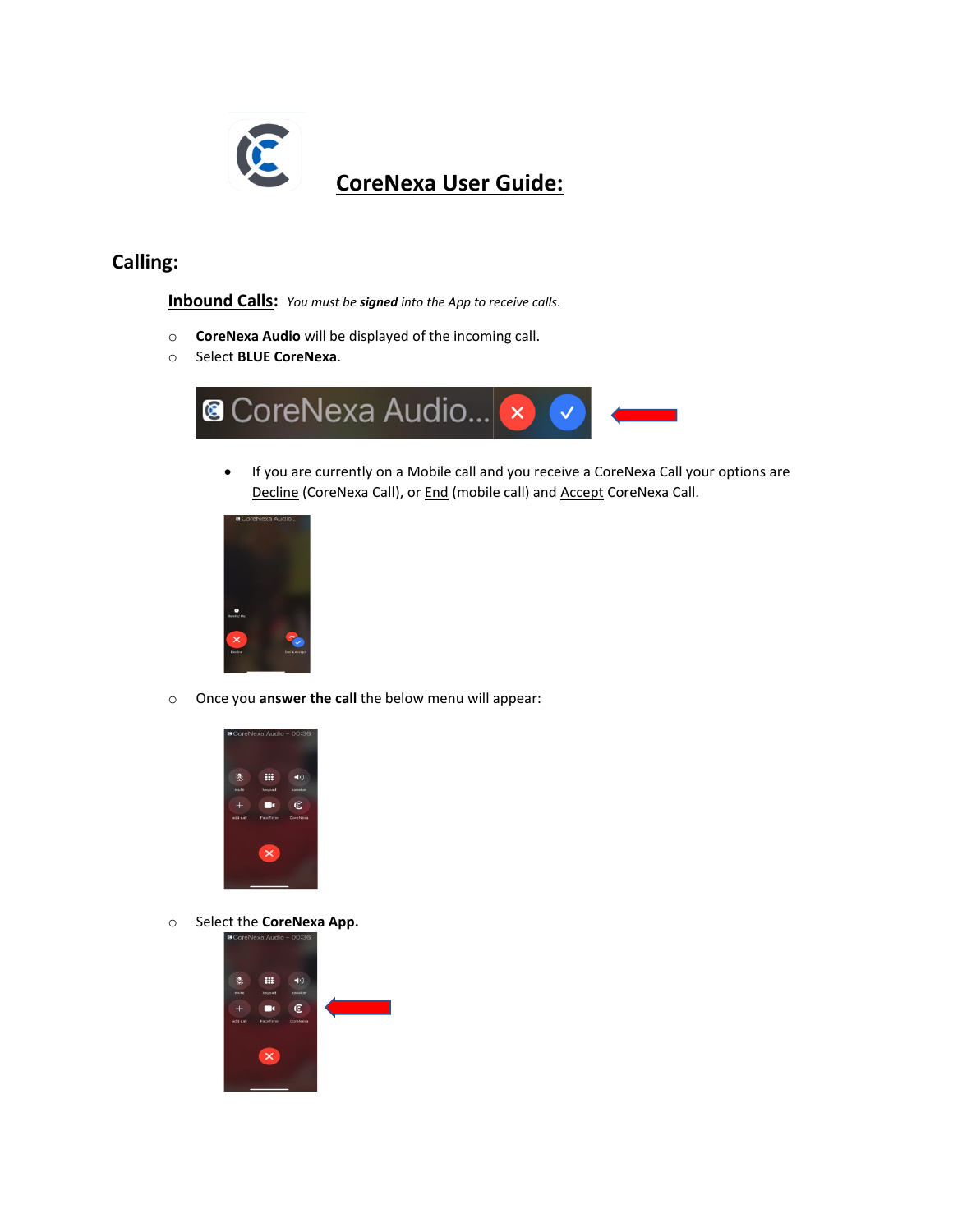# CoreNexa User Guide:

## Calling:

### Inbound Calls: *You must be **signed** into the App to receive calls.*

- **CoreNexa Audio** will be displayed of the incoming call.
- Select **BLUE CoreNexa**.

  - If you are currently on a Mobile call and you receive a CoreNexa Call your options are <u>Decline</u> (CoreNexa Call), or <u>End</u> (mobile call) and <u>Accept</u> CoreNexa Call.

- Once you **answer the call** the below menu will appear:

- Select the **CoreNexa App.**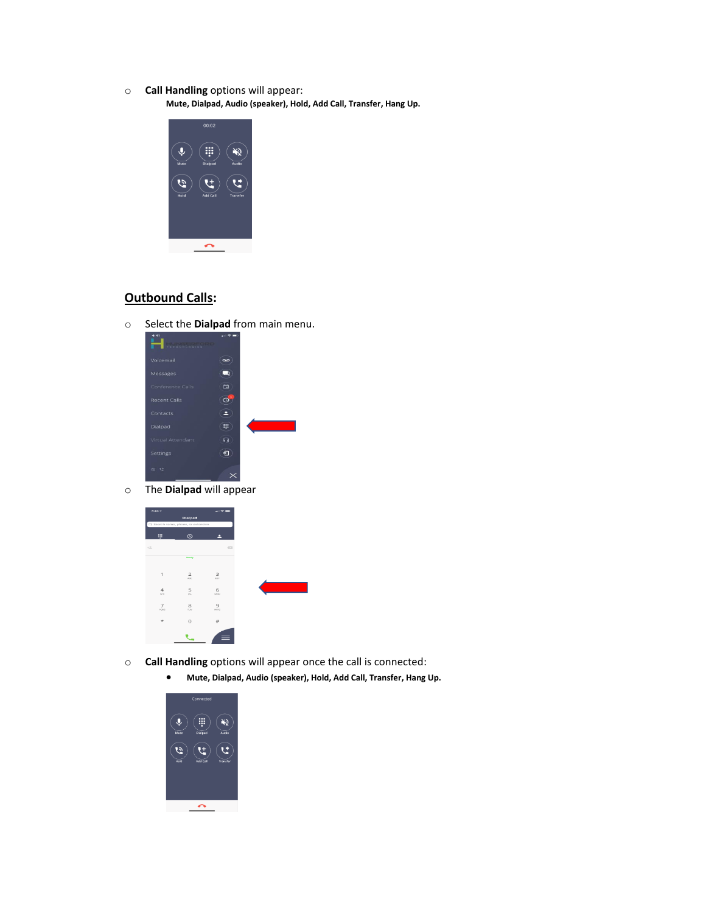- **Call Handling** options will appear:
  **Mute, Dialpad, Audio (speaker), Hold, Add Call, Transfer, Hang Up.**

## Outbound Calls:

- Select the **Dialpad** from main menu.
- The **Dialpad** will appear
- **Call Handling** options will appear once the call is connected:
  - **Mute, Dialpad, Audio (speaker), Hold, Add Call, Transfer, Hang Up.**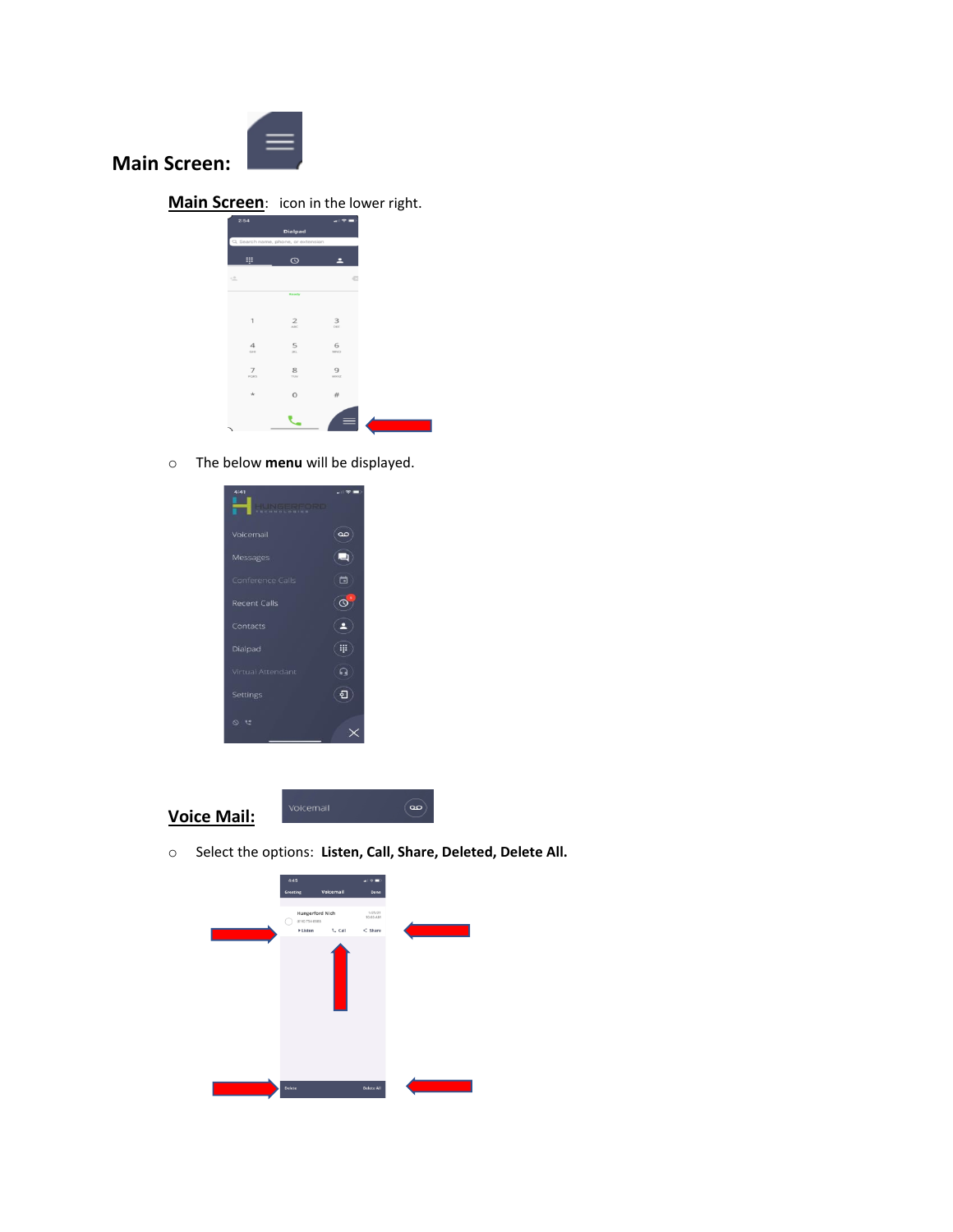**Main Screen:**

**Main Screen**: icon in the lower right.

- The below **menu** will be displayed.

**Voice Mail:**

- Select the options: **Listen, Call, Share, Deleted, Delete All.**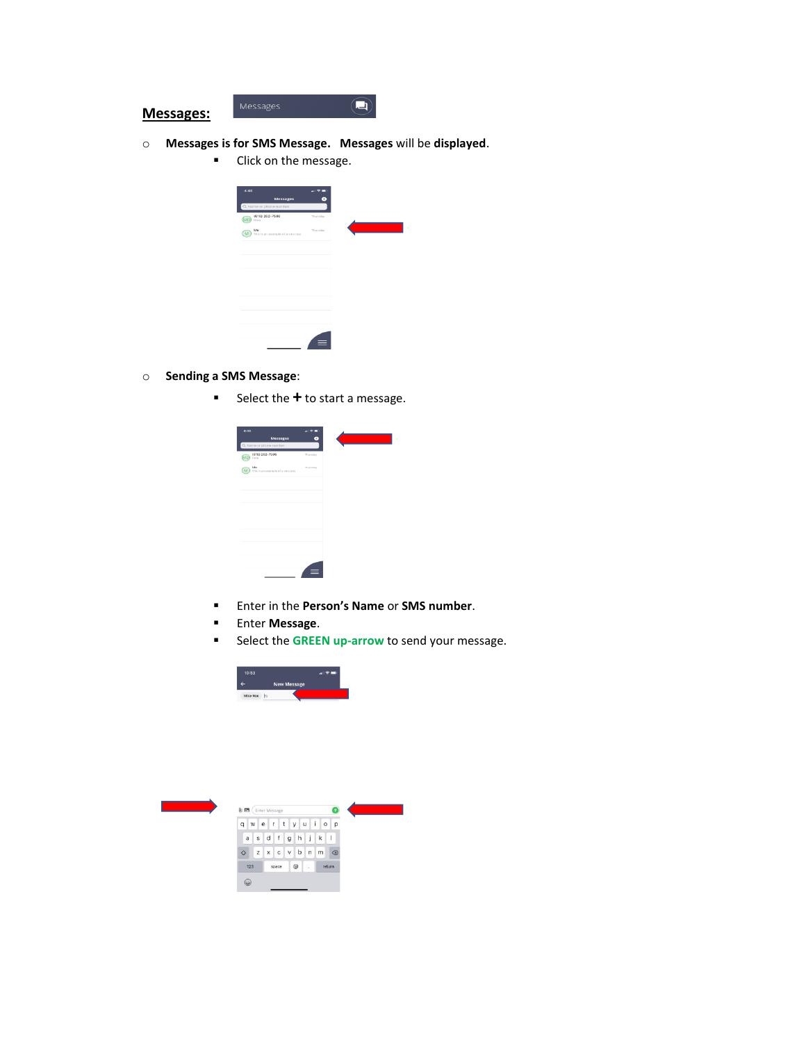## Messages:

- **Messages is for SMS Message. Messages** will be **displayed**.
  - Click on the message.

- **Sending a SMS Message**:
  - Select the **+** to start a message.
  - Enter in the **Person's Name** or **SMS number**.
  - Enter **Message**.
  - Select the **GREEN up-arrow** to send your message.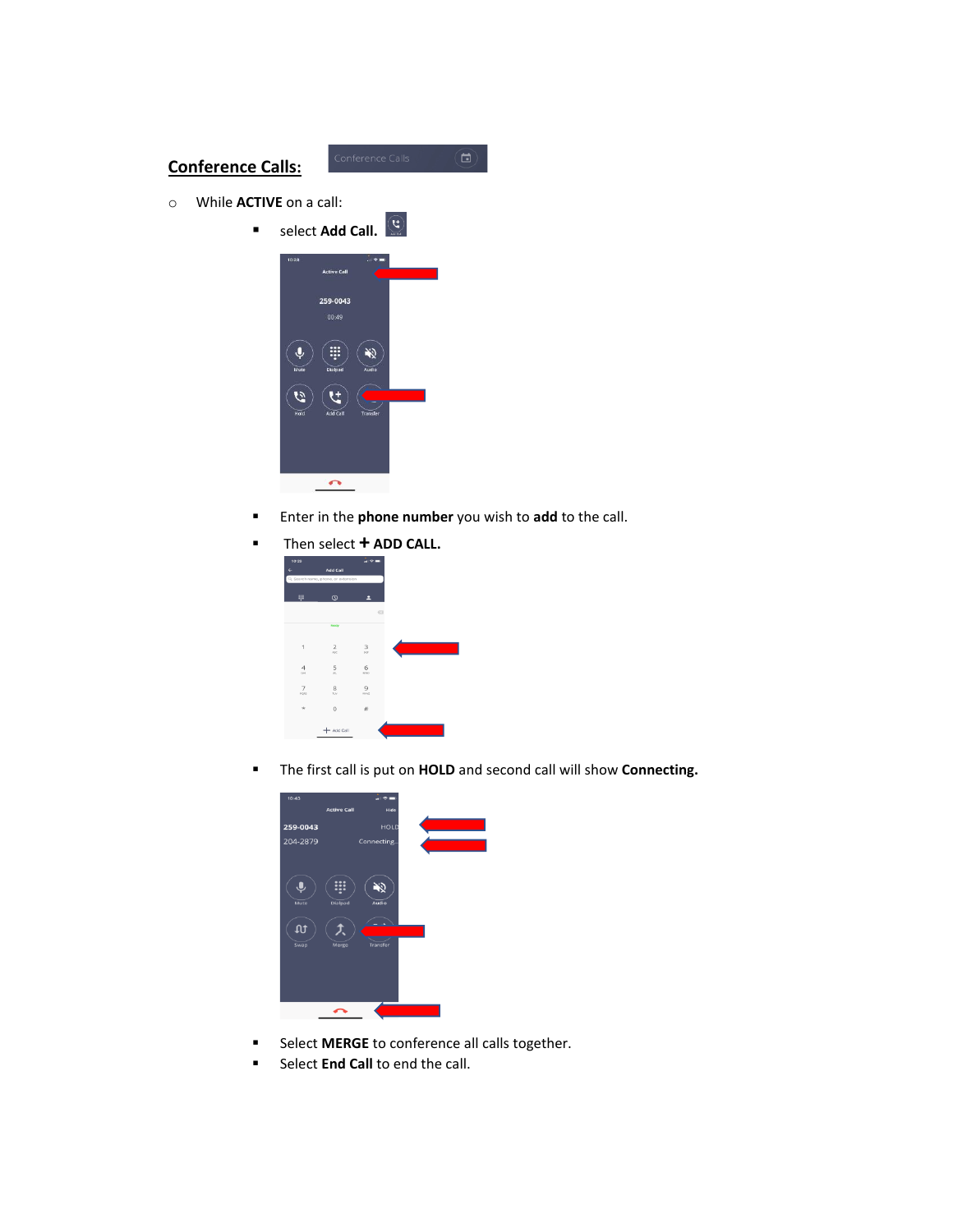## Conference Calls:

- While **ACTIVE** on a call:
  - select **Add Call.**
  - Enter in the **phone number** you wish to **add** to the call.
  - Then select **+ ADD CALL.**
  - The first call is put on **HOLD** and second call will show **Connecting.**
  - Select **MERGE** to conference all calls together.
  - Select **End Call** to end the call.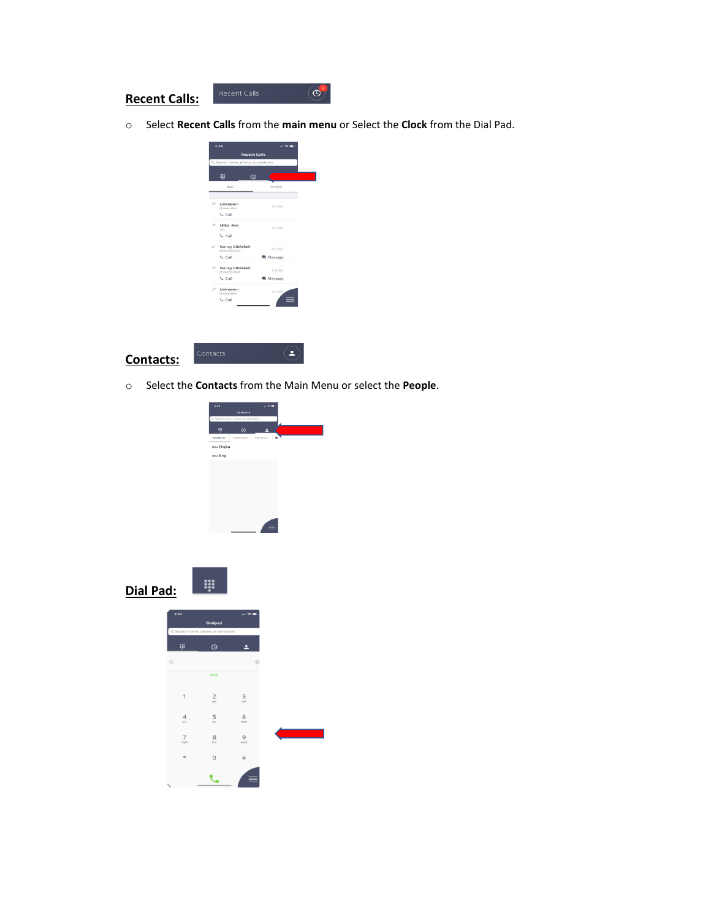**Recent Calls:**

- Select **Recent Calls** from the **main menu** or Select the **Clock** from the Dial Pad.

**Contacts:**

- Select the **Contacts** from the Main Menu or select the **People**.

**Dial Pad:**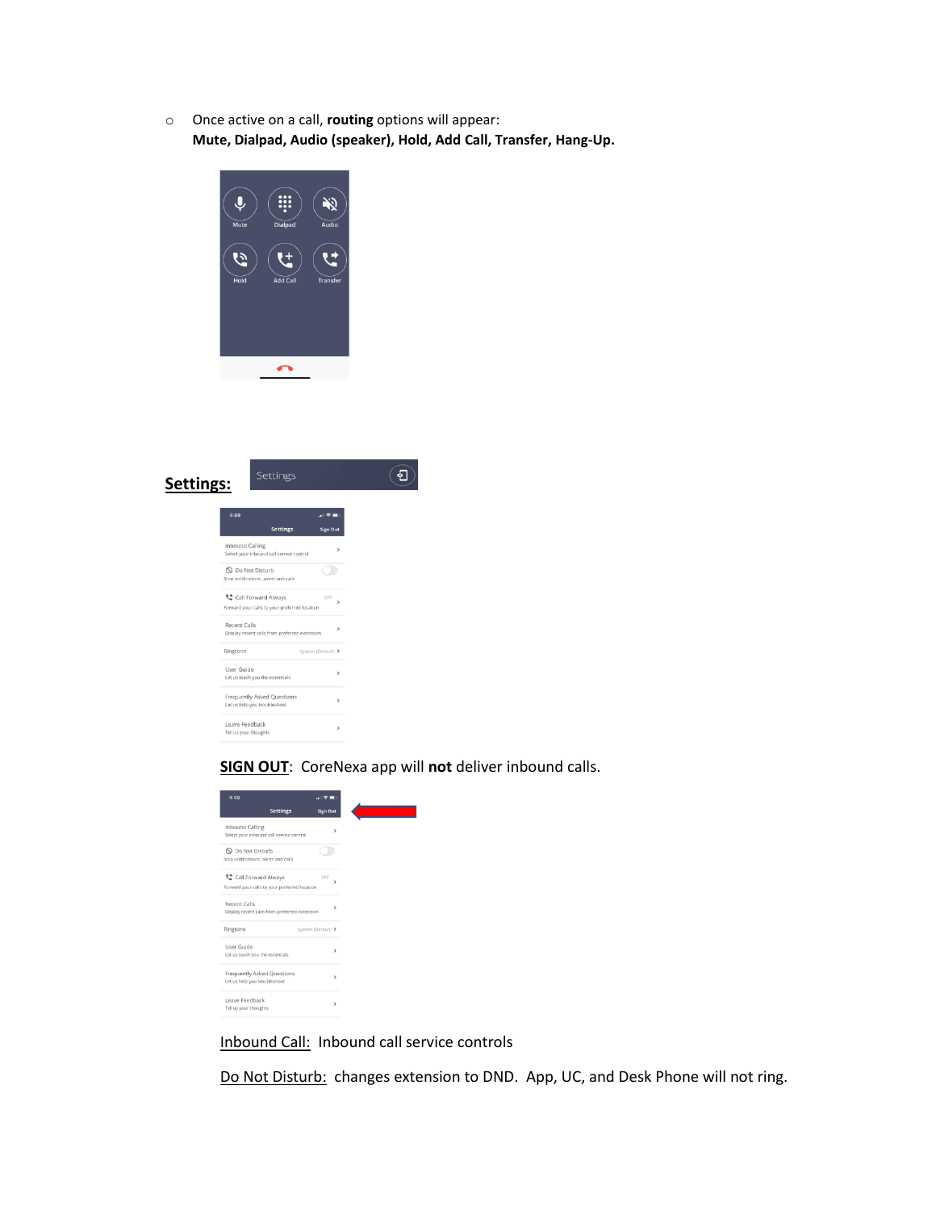- Once active on a call, **routing** options will appear:
  **Mute, Dialpad, Audio (speaker), Hold, Add Call, Transfer, Hang-Up.**

## <u>**Settings:**</u>

<u>**SIGN OUT**</u>: CoreNexa app will **not** deliver inbound calls.

<u>Inbound Call:</u> Inbound call service controls

<u>Do Not Disturb:</u> changes extension to DND. App, UC, and Desk Phone will not ring.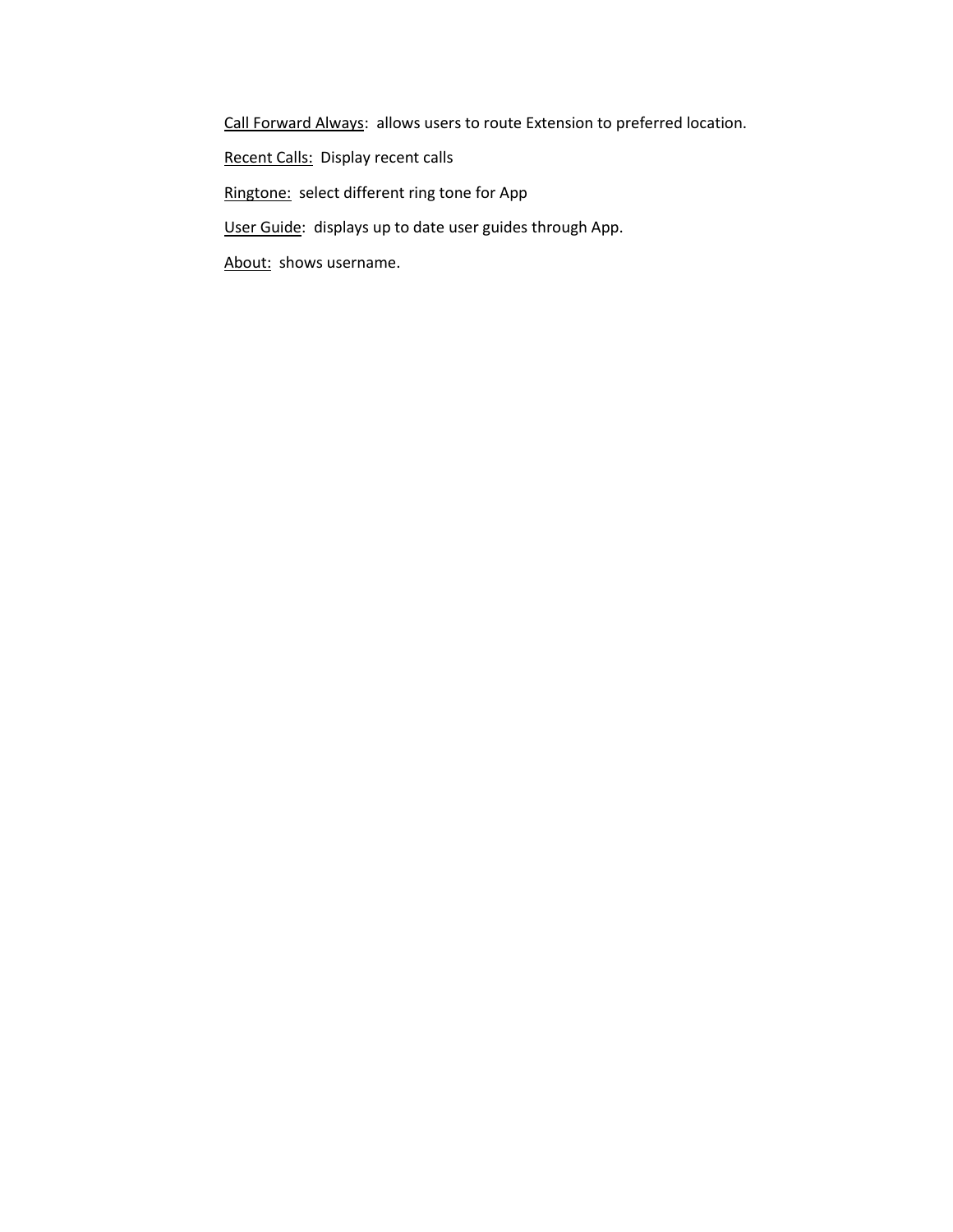<u>Call Forward Always</u>: allows users to route Extension to preferred location.

<u>Recent Calls:</u> Display recent calls

<u>Ringtone:</u> select different ring tone for App

<u>User Guide</u>: displays up to date user guides through App.

<u>About:</u> shows username.